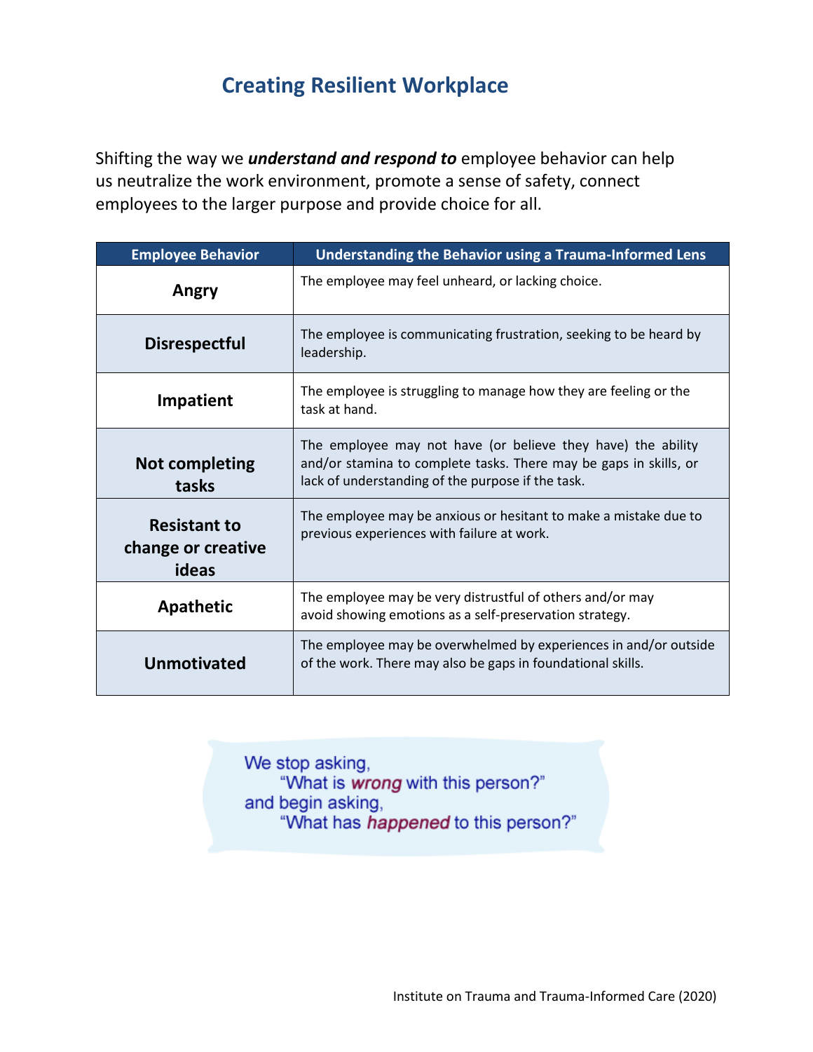# Creating Resilient Workplace

Shifting the way we ***understand and respond to*** employee behavior can help us neutralize the work environment, promote a sense of safety, connect employees to the larger purpose and provide choice for all.

| Employee Behavior | Understanding the Behavior using a Trauma-Informed Lens |
|---|---|
| **Angry** | The employee may feel unheard, or lacking choice. |
| **Disrespectful** | The employee is communicating frustration, seeking to be heard by leadership. |
| **Impatient** | The employee is struggling to manage how they are feeling or the task at hand. |
| **Not completing tasks** | The employee may not have (or believe they have) the ability and/or stamina to complete tasks. There may be gaps in skills, or lack of understanding of the purpose if the task. |
| **Resistant to change or creative ideas** | The employee may be anxious or hesitant to make a mistake due to previous experiences with failure at work. |
| **Apathetic** | The employee may be very distrustful of others and/or may avoid showing emotions as a self-preservation strategy. |
| **Unmotivated** | The employee may be overwhelmed by experiences in and/or outside of the work. There may also be gaps in foundational skills. |

We stop asking,
"What is ***wrong*** with this person?"
and begin asking,
"What has ***happened*** to this person?"

Institute on Trauma and Trauma-Informed Care (2020)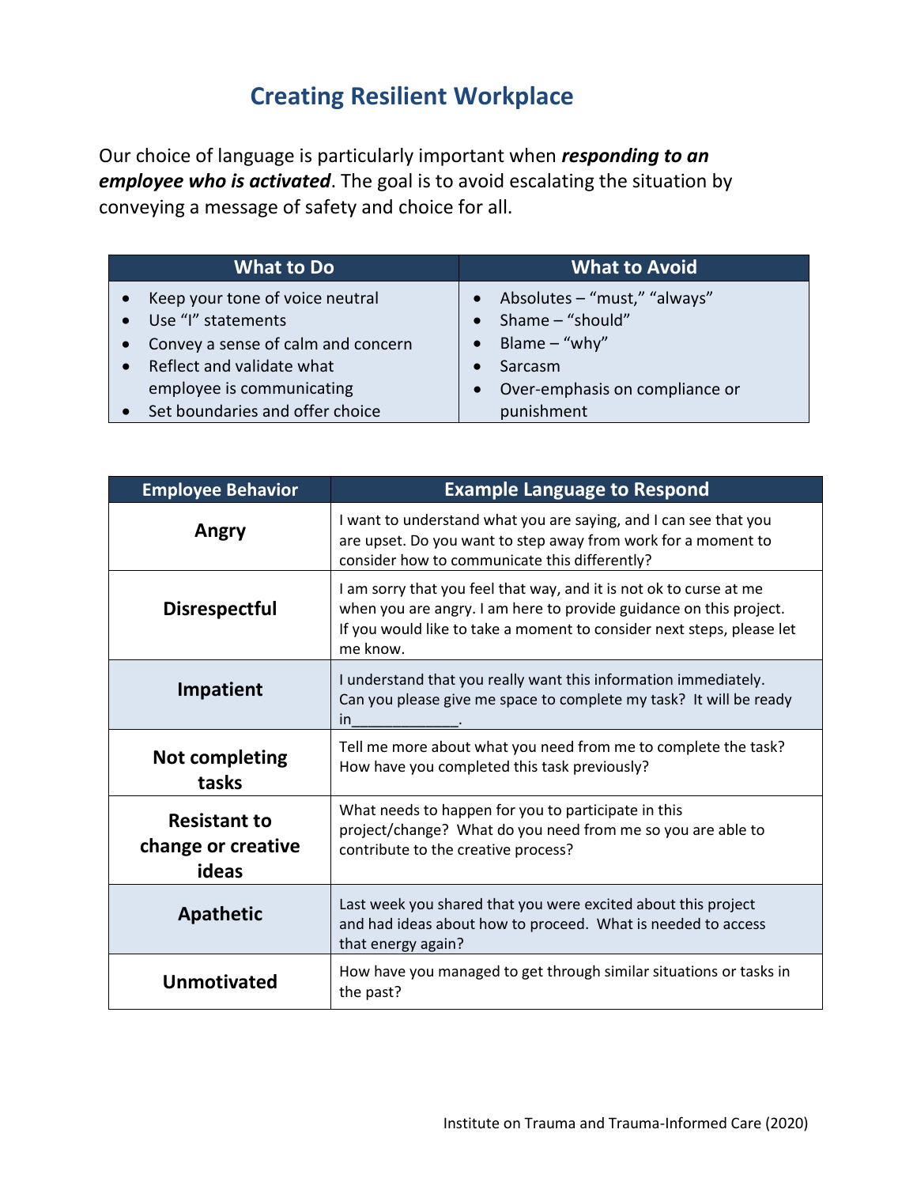# Creating Resilient Workplace

Our choice of language is particularly important when ***responding to an employee who is activated***. The goal is to avoid escalating the situation by conveying a message of safety and choice for all.

| What to Do | What to Avoid |
| --- | --- |
| • Keep your tone of voice neutral<br>• Use "I" statements<br>• Convey a sense of calm and concern<br>• Reflect and validate what employee is communicating<br>• Set boundaries and offer choice | • Absolutes – "must," "always"<br>• Shame – "should"<br>• Blame – "why"<br>• Sarcasm<br>• Over-emphasis on compliance or punishment |

| Employee Behavior | Example Language to Respond |
| --- | --- |
| **Angry** | I want to understand what you are saying, and I can see that you are upset. Do you want to step away from work for a moment to consider how to communicate this differently? |
| **Disrespectful** | I am sorry that you feel that way, and it is not ok to curse at me when you are angry. I am here to provide guidance on this project. If you would like to take a moment to consider next steps, please let me know. |
| **Impatient** | I understand that you really want this information immediately. Can you please give me space to complete my task? It will be ready in_____________. |
| **Not completing tasks** | Tell me more about what you need from me to complete the task? How have you completed this task previously? |
| **Resistant to change or creative ideas** | What needs to happen for you to participate in this project/change? What do you need from me so you are able to contribute to the creative process? |
| **Apathetic** | Last week you shared that you were excited about this project and had ideas about how to proceed. What is needed to access that energy again? |
| **Unmotivated** | How have you managed to get through similar situations or tasks in the past? |

Institute on Trauma and Trauma-Informed Care (2020)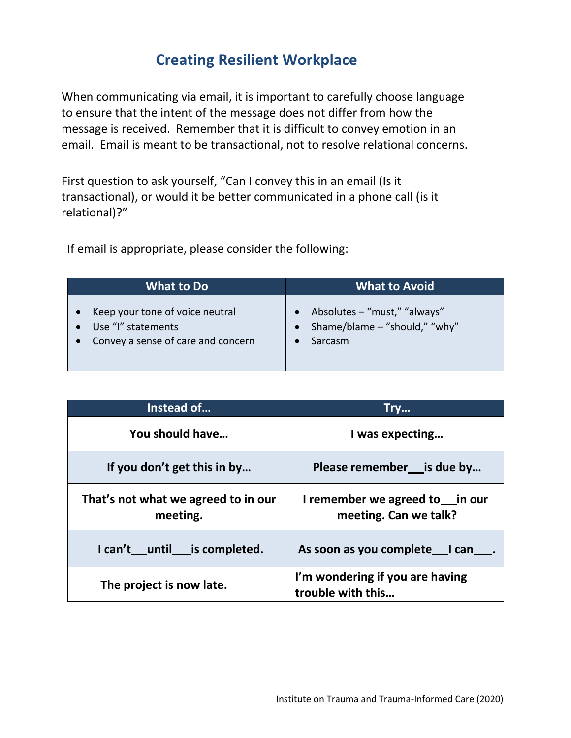# Creating Resilient Workplace

When communicating via email, it is important to carefully choose language to ensure that the intent of the message does not differ from how the message is received. Remember that it is difficult to convey emotion in an email. Email is meant to be transactional, not to resolve relational concerns.

First question to ask yourself, "Can I convey this in an email (Is it transactional), or would it be better communicated in a phone call (is it relational)?"

If email is appropriate, please consider the following:

| What to Do | What to Avoid |
|---|---|
| • Keep your tone of voice neutral<br>• Use "I" statements<br>• Convey a sense of care and concern | • Absolutes – "must," "always"<br>• Shame/blame – "should," "why"<br>• Sarcasm |

| Instead of… | Try… |
|---|---|
| **You should have…** | **I was expecting…** |
| **If you don't get this in by…** | **Please remember___is due by…** |
| **That's not what we agreed to in our meeting.** | **I remember we agreed to___in our meeting. Can we talk?** |
| **I can't___until___is completed.** | **As soon as you complete___I can___.** |
| **The project is now late.** | **I'm wondering if you are having trouble with this…** |

Institute on Trauma and Trauma-Informed Care (2020)